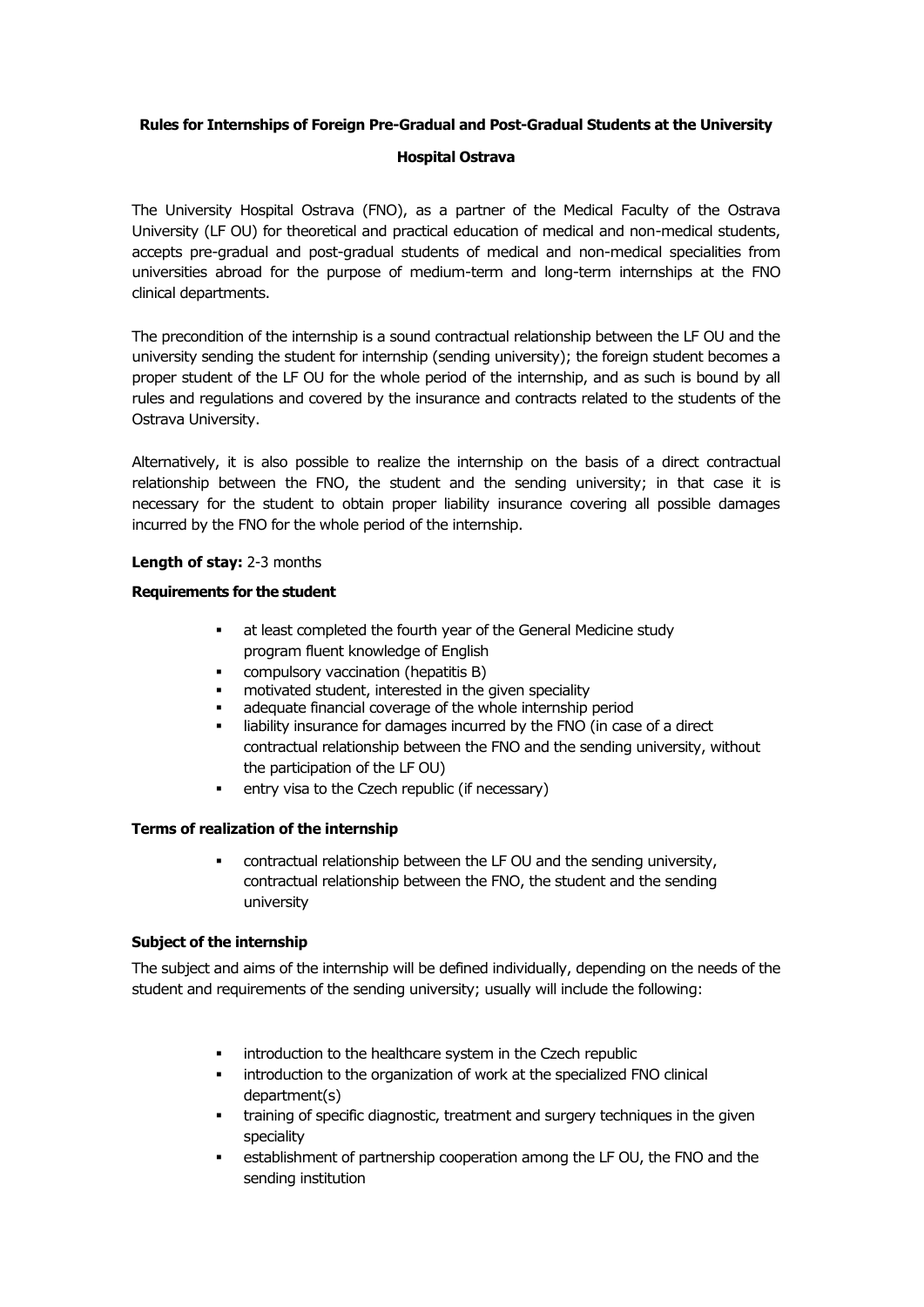**Rules for Internships of Foreign Pre-Gradual and Post-Gradual Students at the University Hospital Ostrava**

The University Hospital Ostrava (FNO), as a partner of the Medical Faculty of the Ostrava University (LF OU) for theoretical and practical education of medical and non-medical students, accepts pre-gradual and post-gradual students of medical and non-medical specialities from universities abroad for the purpose of medium-term and long-term internships at the FNO clinical departments.

The precondition of the internship is a sound contractual relationship between the LF OU and the university sending the student for internship (sending university); the foreign student becomes a proper student of the LF OU for the whole period of the internship, and as such is bound by all rules and regulations and covered by the insurance and contracts related to the students of the Ostrava University.

Alternatively, it is also possible to realize the internship on the basis of a direct contractual relationship between the FNO, the student and the sending university; in that case it is necessary for the student to obtain proper liability insurance covering all possible damages incurred by the FNO for the whole period of the internship.

**Length of stay:** 2-3 months

**Requirements for the student**

- at least completed the fourth year of the General Medicine study program fluent knowledge of English
- compulsory vaccination (hepatitis B)
- motivated student, interested in the given speciality
- adequate financial coverage of the whole internship period
- liability insurance for damages incurred by the FNO (in case of a direct contractual relationship between the FNO and the sending university, without the participation of the LF OU)
- entry visa to the Czech republic (if necessary)

**Terms of realization of the internship**

- contractual relationship between the LF OU and the sending university, contractual relationship between the FNO, the student and the sending university

**Subject of the internship**

The subject and aims of the internship will be defined individually, depending on the needs of the student and requirements of the sending university; usually will include the following:

- introduction to the healthcare system in the Czech republic
- introduction to the organization of work at the specialized FNO clinical department(s)
- training of specific diagnostic, treatment and surgery techniques in the given speciality
- establishment of partnership cooperation among the LF OU, the FNO and the sending institution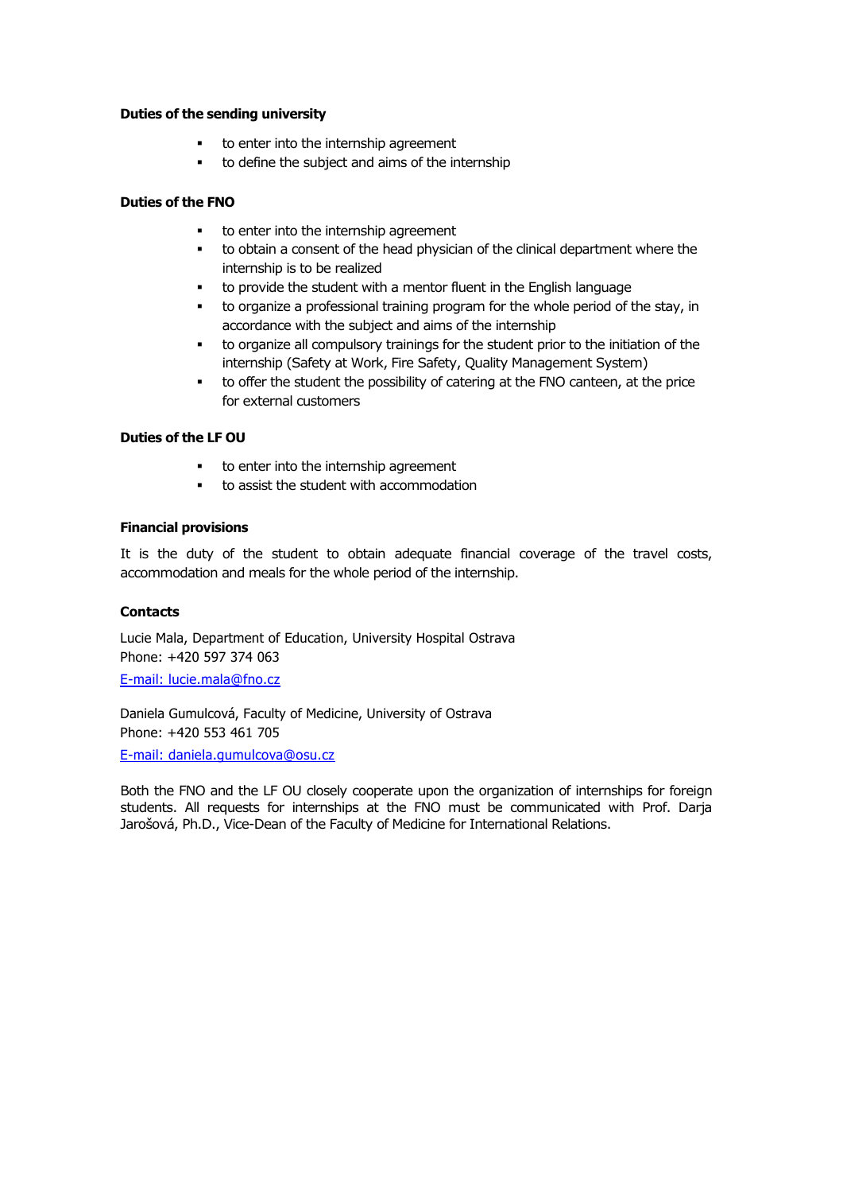**Duties of the sending university**

- to enter into the internship agreement
- to define the subject and aims of the internship

**Duties of the FNO**

- to enter into the internship agreement
- to obtain a consent of the head physician of the clinical department where the internship is to be realized
- to provide the student with a mentor fluent in the English language
- to organize a professional training program for the whole period of the stay, in accordance with the subject and aims of the internship
- to organize all compulsory trainings for the student prior to the initiation of the internship (Safety at Work, Fire Safety, Quality Management System)
- to offer the student the possibility of catering at the FNO canteen, at the price for external customers

**Duties of the LF OU**

- to enter into the internship agreement
- to assist the student with accommodation

**Financial provisions**

It is the duty of the student to obtain adequate financial coverage of the travel costs, accommodation and meals for the whole period of the internship.

**Contacts**

Lucie Mala, Department of Education, University Hospital Ostrava
Phone: +420 597 374 063
E-mail: lucie.mala@fno.cz

Daniela Gumulcová, Faculty of Medicine, University of Ostrava
Phone: +420 553 461 705
E-mail: daniela.gumulcova@osu.cz

Both the FNO and the LF OU closely cooperate upon the organization of internships for foreign students. All requests for internships at the FNO must be communicated with Prof. Darja Jarošová, Ph.D., Vice-Dean of the Faculty of Medicine for International Relations.